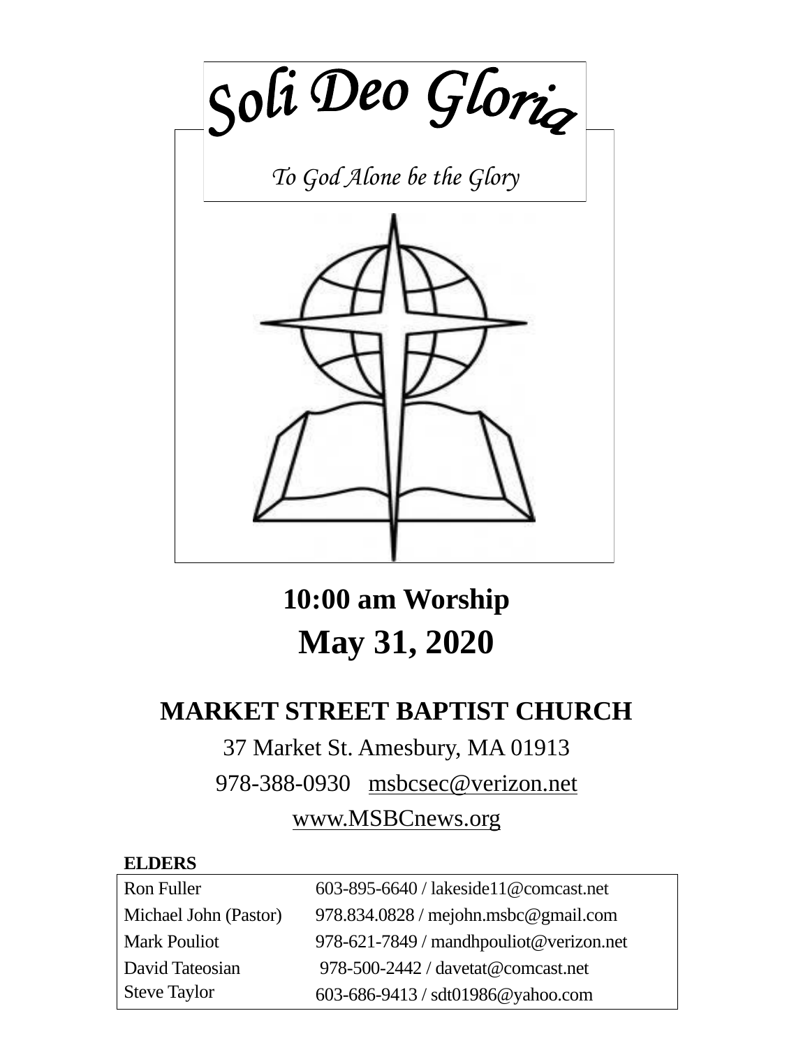*Soli Deo Gloria*

*To God Alone be the Glory*

## 10:00 am Worship

# May 31, 2020

## MARKET STREET BAPTIST CHURCH

37 Market St. Amesbury, MA 01913

978-388-0930 msbcsec@verizon.net

www.MSBCnews.org

**ELDERS**

| | |
|---|---|
| Ron Fuller | 603-895-6640 / lakeside11@comcast.net |
| Michael John (Pastor) | 978.834.0828 / mejohn.msbc@gmail.com |
| Mark Pouliot | 978-621-7849 / mandhpouliot@verizon.net |
| David Tateosian | 978-500-2442 / davetat@comcast.net |
| Steve Taylor | 603-686-9413 / sdt01986@yahoo.com |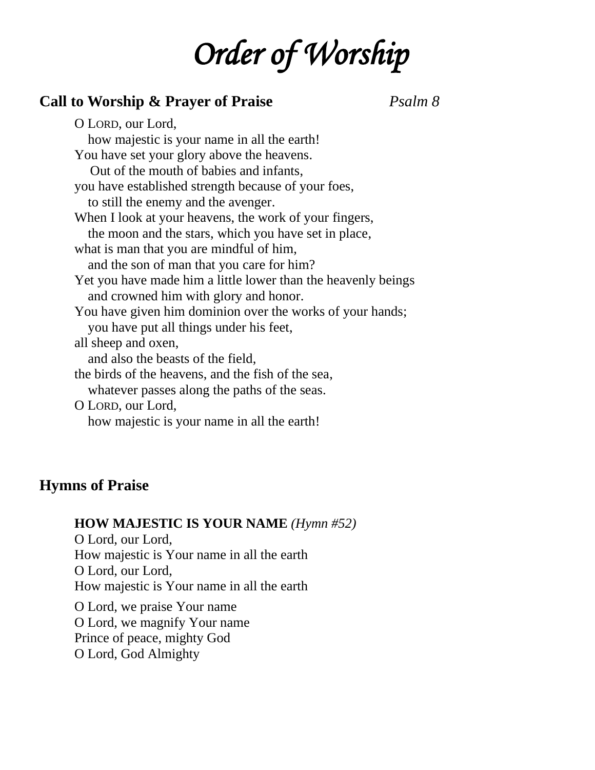# *Order of Worship*

**Call to Worship & Prayer of Praise** *Psalm 8*

O LORD, our Lord,
how majestic is your name in all the earth!
You have set your glory above the heavens.
Out of the mouth of babies and infants,
you have established strength because of your foes,
to still the enemy and the avenger.
When I look at your heavens, the work of your fingers,
the moon and the stars, which you have set in place,
what is man that you are mindful of him,
and the son of man that you care for him?
Yet you have made him a little lower than the heavenly beings
and crowned him with glory and honor.
You have given him dominion over the works of your hands;
you have put all things under his feet,
all sheep and oxen,
and also the beasts of the field,
the birds of the heavens, and the fish of the sea,
whatever passes along the paths of the seas.
O LORD, our Lord,
how majestic is your name in all the earth!

**Hymns of Praise**

**HOW MAJESTIC IS YOUR NAME** *(Hymn #52)*
O Lord, our Lord,
How majestic is Your name in all the earth
O Lord, our Lord,
How majestic is Your name in all the earth

O Lord, we praise Your name
O Lord, we magnify Your name
Prince of peace, mighty God
O Lord, God Almighty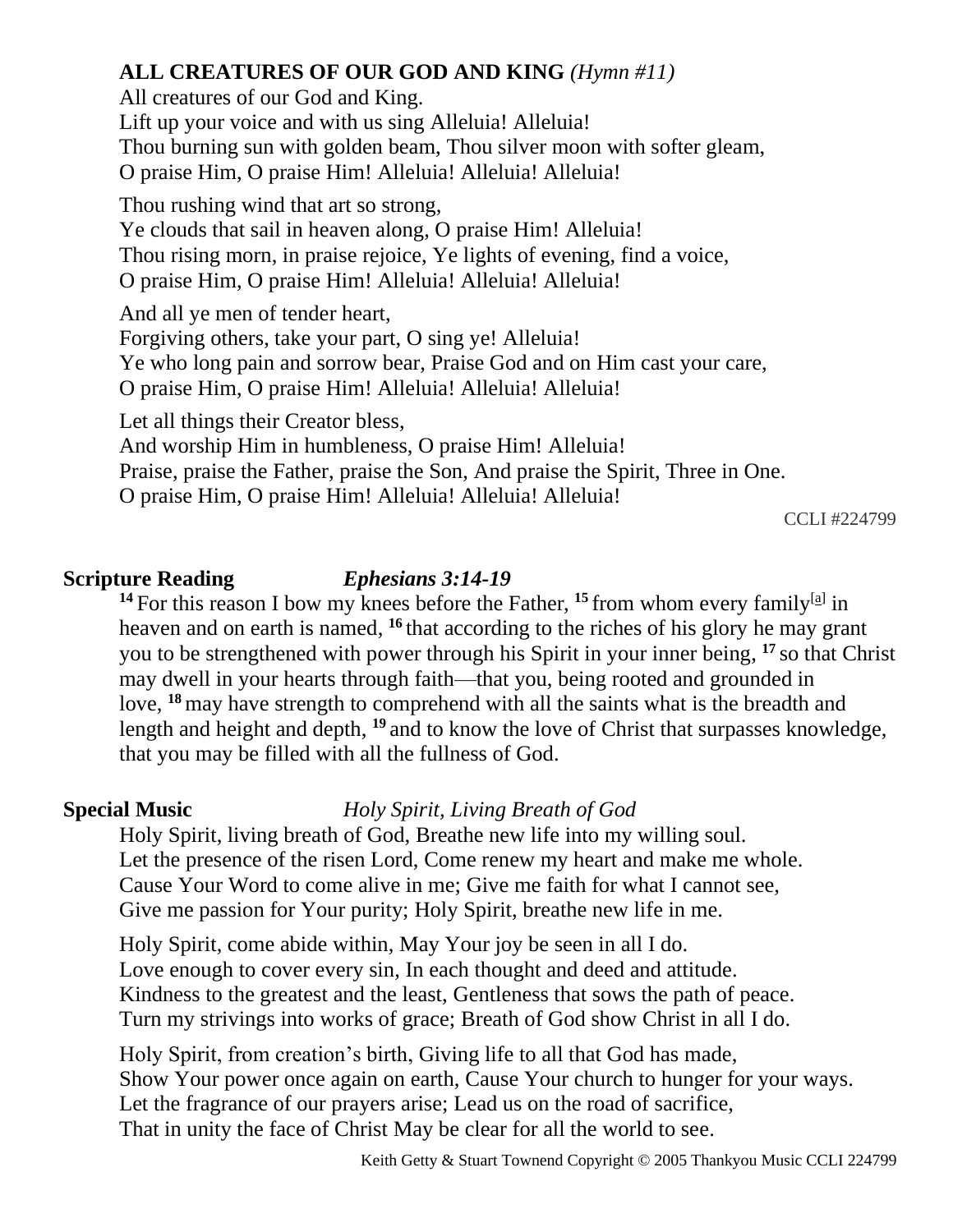**ALL CREATURES OF OUR GOD AND KING** *(Hymn #11)*

All creatures of our God and King.
Lift up your voice and with us sing Alleluia! Alleluia!
Thou burning sun with golden beam, Thou silver moon with softer gleam,
O praise Him, O praise Him! Alleluia! Alleluia! Alleluia!

Thou rushing wind that art so strong,
Ye clouds that sail in heaven along, O praise Him! Alleluia!
Thou rising morn, in praise rejoice, Ye lights of evening, find a voice,
O praise Him, O praise Him! Alleluia! Alleluia! Alleluia!

And all ye men of tender heart,
Forgiving others, take your part, O sing ye! Alleluia!
Ye who long pain and sorrow bear, Praise God and on Him cast your care,
O praise Him, O praise Him! Alleluia! Alleluia! Alleluia!

Let all things their Creator bless,
And worship Him in humbleness, O praise Him! Alleluia!
Praise, praise the Father, praise the Son, And praise the Spirit, Three in One.
O praise Him, O praise Him! Alleluia! Alleluia! Alleluia!

CCLI #224799

**Scripture Reading** *Ephesians 3:14-19*

**14** For this reason I bow my knees before the Father, **15** from whom every family[a] in heaven and on earth is named, **16** that according to the riches of his glory he may grant you to be strengthened with power through his Spirit in your inner being, **17** so that Christ may dwell in your hearts through faith—that you, being rooted and grounded in love, **18** may have strength to comprehend with all the saints what is the breadth and length and height and depth, **19** and to know the love of Christ that surpasses knowledge, that you may be filled with all the fullness of God.

**Special Music** *Holy Spirit, Living Breath of God*

Holy Spirit, living breath of God, Breathe new life into my willing soul.
Let the presence of the risen Lord, Come renew my heart and make me whole.
Cause Your Word to come alive in me; Give me faith for what I cannot see,
Give me passion for Your purity; Holy Spirit, breathe new life in me.

Holy Spirit, come abide within, May Your joy be seen in all I do.
Love enough to cover every sin, In each thought and deed and attitude.
Kindness to the greatest and the least, Gentleness that sows the path of peace.
Turn my strivings into works of grace; Breath of God show Christ in all I do.

Holy Spirit, from creation's birth, Giving life to all that God has made,
Show Your power once again on earth, Cause Your church to hunger for your ways.
Let the fragrance of our prayers arise; Lead us on the road of sacrifice,
That in unity the face of Christ May be clear for all the world to see.

Keith Getty & Stuart Townend Copyright © 2005 Thankyou Music CCLI 224799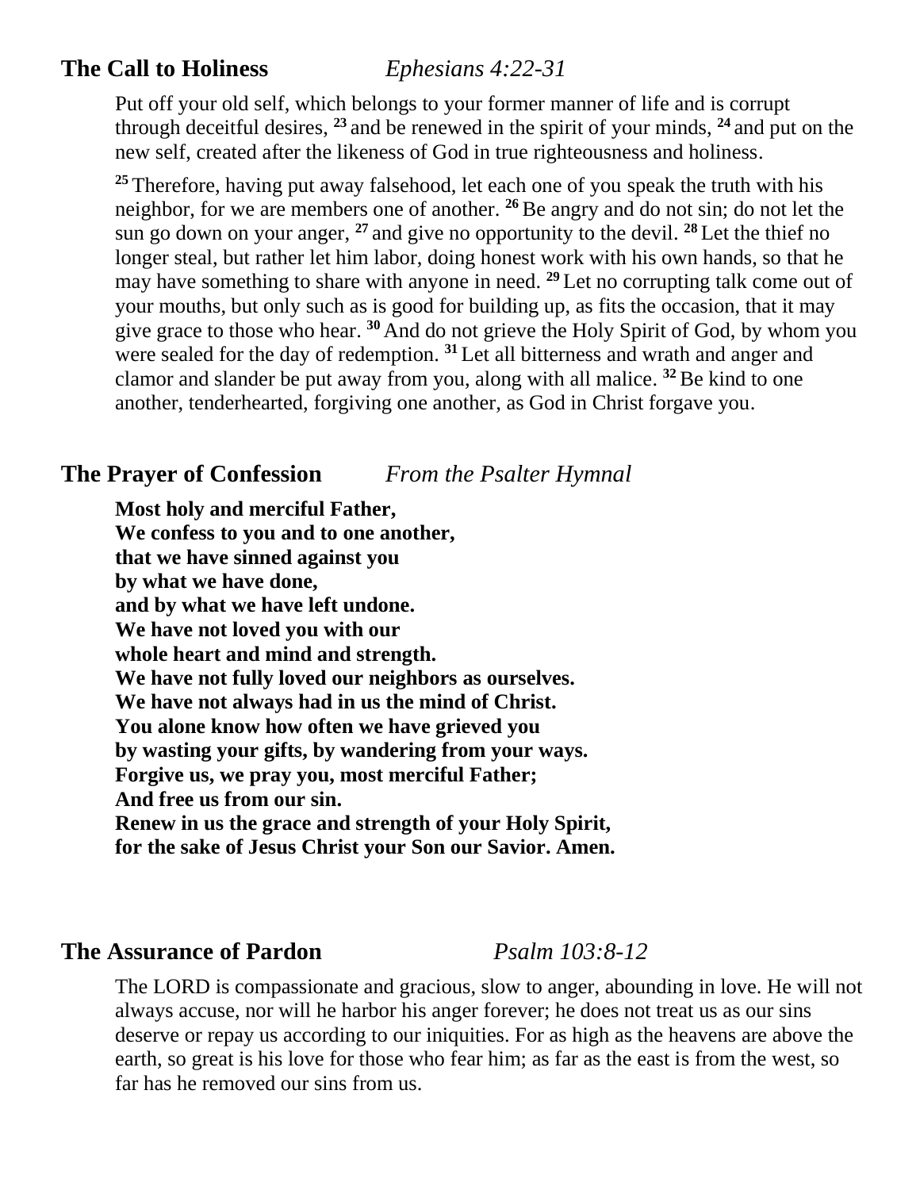## The Call to Holiness *Ephesians 4:22-31*

Put off your old self, which belongs to your former manner of life and is corrupt through deceitful desires, [23] and be renewed in the spirit of your minds, [24] and put on the new self, created after the likeness of God in true righteousness and holiness.

[25] Therefore, having put away falsehood, let each one of you speak the truth with his neighbor, for we are members one of another. [26] Be angry and do not sin; do not let the sun go down on your anger, [27] and give no opportunity to the devil. [28] Let the thief no longer steal, but rather let him labor, doing honest work with his own hands, so that he may have something to share with anyone in need. [29] Let no corrupting talk come out of your mouths, but only such as is good for building up, as fits the occasion, that it may give grace to those who hear. [30] And do not grieve the Holy Spirit of God, by whom you were sealed for the day of redemption. [31] Let all bitterness and wrath and anger and clamor and slander be put away from you, along with all malice. [32] Be kind to one another, tenderhearted, forgiving one another, as God in Christ forgave you.

## The Prayer of Confession *From the Psalter Hymnal*

**Most holy and merciful Father,**
**We confess to you and to one another,**
**that we have sinned against you**
**by what we have done,**
**and by what we have left undone.**
**We have not loved you with our**
**whole heart and mind and strength.**
**We have not fully loved our neighbors as ourselves.**
**We have not always had in us the mind of Christ.**
**You alone know how often we have grieved you**
**by wasting your gifts, by wandering from your ways.**
**Forgive us, we pray you, most merciful Father;**
**And free us from our sin.**
**Renew in us the grace and strength of your Holy Spirit,**
**for the sake of Jesus Christ your Son our Savior. Amen.**

## The Assurance of Pardon *Psalm 103:8-12*

The LORD is compassionate and gracious, slow to anger, abounding in love. He will not always accuse, nor will he harbor his anger forever; he does not treat us as our sins deserve or repay us according to our iniquities. For as high as the heavens are above the earth, so great is his love for those who fear him; as far as the east is from the west, so far has he removed our sins from us.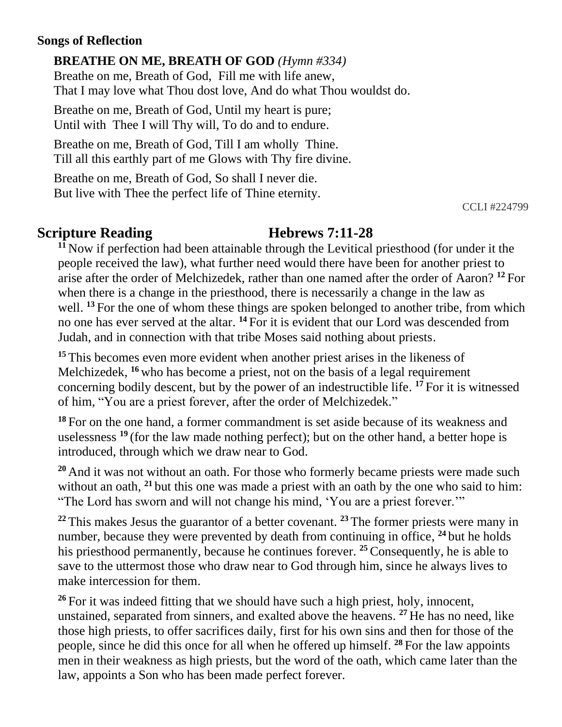**Songs of Reflection**

**BREATHE ON ME, BREATH OF GOD** *(Hymn #334)*
Breathe on me, Breath of God, Fill me with life anew,
That I may love what Thou dost love, And do what Thou wouldst do.

Breathe on me, Breath of God, Until my heart is pure;
Until with Thee I will Thy will, To do and to endure.

Breathe on me, Breath of God, Till I am wholly Thine.
Till all this earthly part of me Glows with Thy fire divine.

Breathe on me, Breath of God, So shall I never die.
But live with Thee the perfect life of Thine eternity.

CCLI #224799

## Scripture Reading Hebrews 7:11-28

**11** Now if perfection had been attainable through the Levitical priesthood (for under it the people received the law), what further need would there have been for another priest to arise after the order of Melchizedek, rather than one named after the order of Aaron? **12** For when there is a change in the priesthood, there is necessarily a change in the law as well. **13** For the one of whom these things are spoken belonged to another tribe, from which no one has ever served at the altar. **14** For it is evident that our Lord was descended from Judah, and in connection with that tribe Moses said nothing about priests.

**15** This becomes even more evident when another priest arises in the likeness of Melchizedek, **16** who has become a priest, not on the basis of a legal requirement concerning bodily descent, but by the power of an indestructible life. **17** For it is witnessed of him, "You are a priest forever, after the order of Melchizedek."

**18** For on the one hand, a former commandment is set aside because of its weakness and uselessness **19** (for the law made nothing perfect); but on the other hand, a better hope is introduced, through which we draw near to God.

**20** And it was not without an oath. For those who formerly became priests were made such without an oath, **21** but this one was made a priest with an oath by the one who said to him: "The Lord has sworn and will not change his mind, 'You are a priest forever.'"

**22** This makes Jesus the guarantor of a better covenant. **23** The former priests were many in number, because they were prevented by death from continuing in office, **24** but he holds his priesthood permanently, because he continues forever. **25** Consequently, he is able to save to the uttermost those who draw near to God through him, since he always lives to make intercession for them.

**26** For it was indeed fitting that we should have such a high priest, holy, innocent, unstained, separated from sinners, and exalted above the heavens. **27** He has no need, like those high priests, to offer sacrifices daily, first for his own sins and then for those of the people, since he did this once for all when he offered up himself. **28** For the law appoints men in their weakness as high priests, but the word of the oath, which came later than the law, appoints a Son who has been made perfect forever.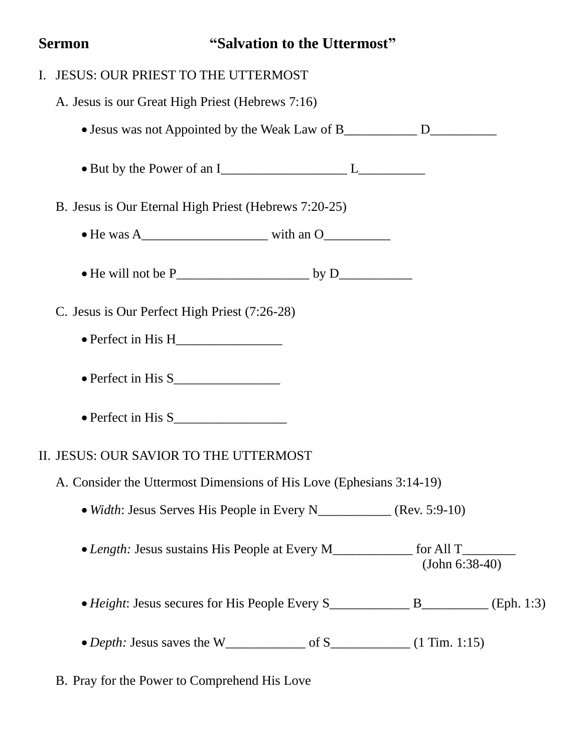**Sermon** **"Salvation to the Uttermost"**

I. JESUS: OUR PRIEST TO THE UTTERMOST

A. Jesus is our Great High Priest (Hebrews 7:16)

- Jesus was not Appointed by the Weak Law of B___________ D__________

- But by the Power of an I___________________ L__________

B. Jesus is Our Eternal High Priest (Hebrews 7:20-25)

- He was A___________________ with an O__________

- He will not be P____________________ by D___________

C. Jesus is Our Perfect High Priest (7:26-28)

- Perfect in His H________________

- Perfect in His S________________

- Perfect in His S_________________

II. JESUS: OUR SAVIOR TO THE UTTERMOST

A. Consider the Uttermost Dimensions of His Love (Ephesians 3:14-19)

- *Width*: Jesus Serves His People in Every N___________ (Rev. 5:9-10)

- *Length:* Jesus sustains His People at Every M____________ for All T________ (John 6:38-40)

- *Height*: Jesus secures for His People Every S____________ B__________ (Eph. 1:3)

- *Depth:* Jesus saves the W____________ of S____________ (1 Tim. 1:15)

B. Pray for the Power to Comprehend His Love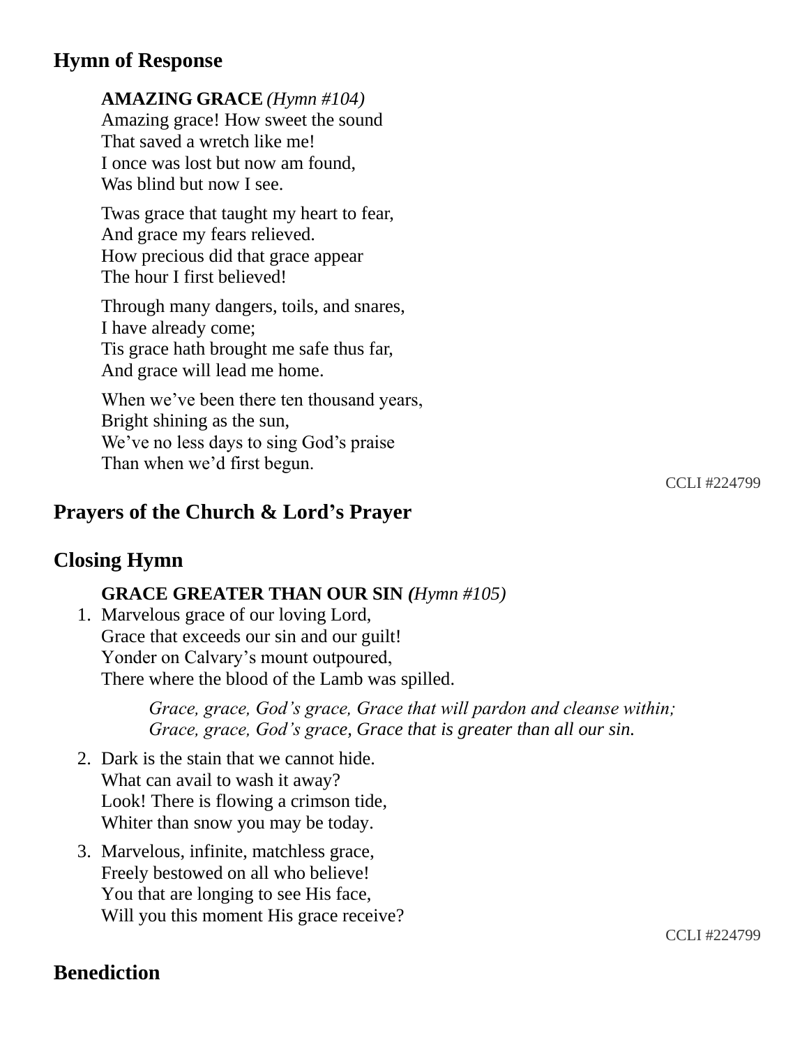## Hymn of Response

**AMAZING GRACE** *(Hymn #104)*
Amazing grace! How sweet the sound
That saved a wretch like me!
I once was lost but now am found,
Was blind but now I see.

Twas grace that taught my heart to fear,
And grace my fears relieved.
How precious did that grace appear
The hour I first believed!

Through many dangers, toils, and snares,
I have already come;
Tis grace hath brought me safe thus far,
And grace will lead me home.

When we've been there ten thousand years,
Bright shining as the sun,
We've no less days to sing God's praise
Than when we'd first begun.

CCLI #224799

## Prayers of the Church & Lord's Prayer

## Closing Hymn

**GRACE GREATER THAN OUR SIN** *(Hymn #105)*

1. Marvelous grace of our loving Lord,
Grace that exceeds our sin and our guilt!
Yonder on Calvary's mount outpoured,
There where the blood of the Lamb was spilled.

    *Grace, grace, God's grace, Grace that will pardon and cleanse within;*
    *Grace, grace, God's grace, Grace that is greater than all our sin.*

2. Dark is the stain that we cannot hide.
What can avail to wash it away?
Look! There is flowing a crimson tide,
Whiter than snow you may be today.

3. Marvelous, infinite, matchless grace,
Freely bestowed on all who believe!
You that are longing to see His face,
Will you this moment His grace receive?

CCLI #224799

## Benediction